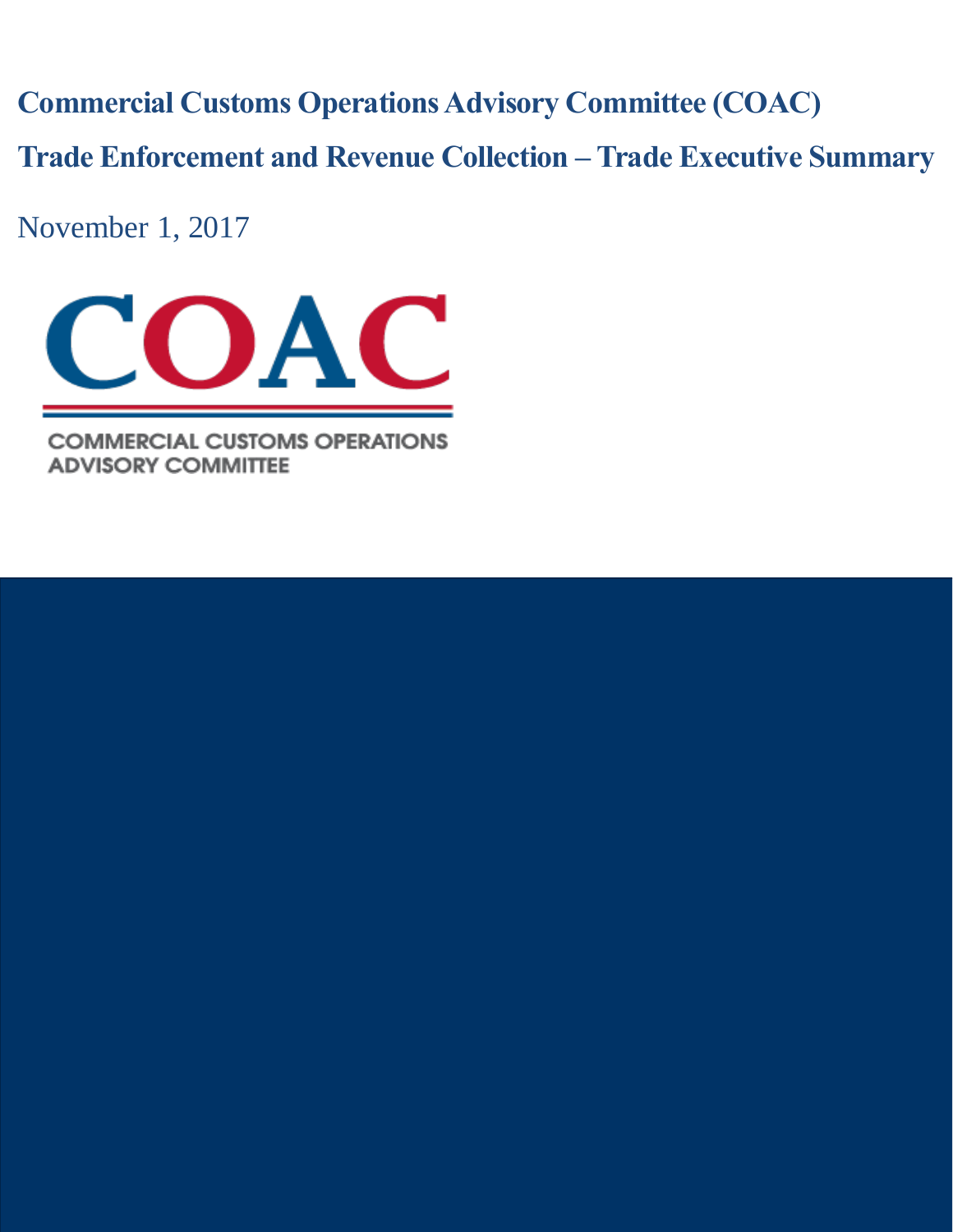# Commercial Customs Operations Advisory Committee (COAC)

## Trade Enforcement and Revenue Collection – Trade Executive Summary

November 1, 2017

COAC

COMMERCIAL CUSTOMS OPERATIONS ADVISORY COMMITTEE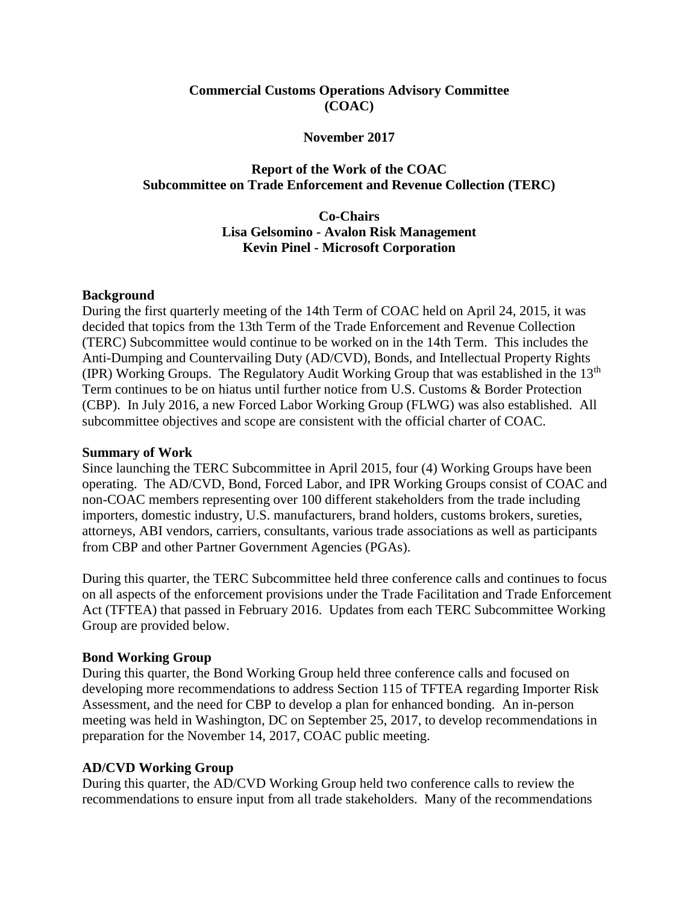**Commercial Customs Operations Advisory Committee (COAC)**

**November 2017**

**Report of the Work of the COAC Subcommittee on Trade Enforcement and Revenue Collection (TERC)**

**Co-Chairs**
**Lisa Gelsomino - Avalon Risk Management**
**Kevin Pinel - Microsoft Corporation**

## Background

During the first quarterly meeting of the 14th Term of COAC held on April 24, 2015, it was decided that topics from the 13th Term of the Trade Enforcement and Revenue Collection (TERC) Subcommittee would continue to be worked on in the 14th Term. This includes the Anti-Dumping and Countervailing Duty (AD/CVD), Bonds, and Intellectual Property Rights (IPR) Working Groups. The Regulatory Audit Working Group that was established in the 13th Term continues to be on hiatus until further notice from U.S. Customs & Border Protection (CBP). In July 2016, a new Forced Labor Working Group (FLWG) was also established. All subcommittee objectives and scope are consistent with the official charter of COAC.

## Summary of Work

Since launching the TERC Subcommittee in April 2015, four (4) Working Groups have been operating. The AD/CVD, Bond, Forced Labor, and IPR Working Groups consist of COAC and non-COAC members representing over 100 different stakeholders from the trade including importers, domestic industry, U.S. manufacturers, brand holders, customs brokers, sureties, attorneys, ABI vendors, carriers, consultants, various trade associations as well as participants from CBP and other Partner Government Agencies (PGAs).

During this quarter, the TERC Subcommittee held three conference calls and continues to focus on all aspects of the enforcement provisions under the Trade Facilitation and Trade Enforcement Act (TFTEA) that passed in February 2016. Updates from each TERC Subcommittee Working Group are provided below.

## Bond Working Group

During this quarter, the Bond Working Group held three conference calls and focused on developing more recommendations to address Section 115 of TFTEA regarding Importer Risk Assessment, and the need for CBP to develop a plan for enhanced bonding. An in-person meeting was held in Washington, DC on September 25, 2017, to develop recommendations in preparation for the November 14, 2017, COAC public meeting.

## AD/CVD Working Group

During this quarter, the AD/CVD Working Group held two conference calls to review the recommendations to ensure input from all trade stakeholders. Many of the recommendations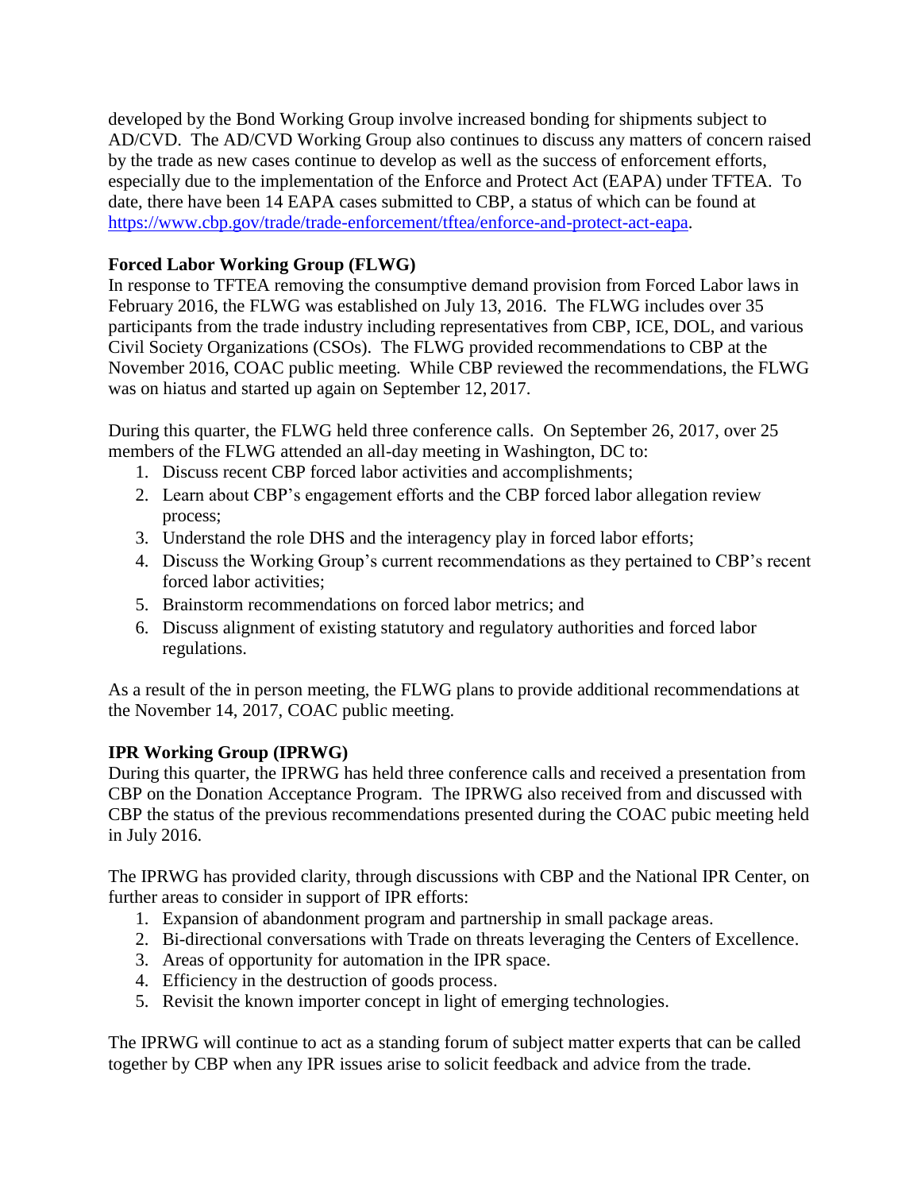developed by the Bond Working Group involve increased bonding for shipments subject to AD/CVD. The AD/CVD Working Group also continues to discuss any matters of concern raised by the trade as new cases continue to develop as well as the success of enforcement efforts, especially due to the implementation of the Enforce and Protect Act (EAPA) under TFTEA. To date, there have been 14 EAPA cases submitted to CBP, a status of which can be found at https://www.cbp.gov/trade/trade-enforcement/tftea/enforce-and-protect-act-eapa.

**Forced Labor Working Group (FLWG)**
In response to TFTEA removing the consumptive demand provision from Forced Labor laws in February 2016, the FLWG was established on July 13, 2016. The FLWG includes over 35 participants from the trade industry including representatives from CBP, ICE, DOL, and various Civil Society Organizations (CSOs). The FLWG provided recommendations to CBP at the November 2016, COAC public meeting. While CBP reviewed the recommendations, the FLWG was on hiatus and started up again on September 12, 2017.

During this quarter, the FLWG held three conference calls. On September 26, 2017, over 25 members of the FLWG attended an all-day meeting in Washington, DC to:

1. Discuss recent CBP forced labor activities and accomplishments;
2. Learn about CBP's engagement efforts and the CBP forced labor allegation review process;
3. Understand the role DHS and the interagency play in forced labor efforts;
4. Discuss the Working Group's current recommendations as they pertained to CBP's recent forced labor activities;
5. Brainstorm recommendations on forced labor metrics; and
6. Discuss alignment of existing statutory and regulatory authorities and forced labor regulations.

As a result of the in person meeting, the FLWG plans to provide additional recommendations at the November 14, 2017, COAC public meeting.

**IPR Working Group (IPRWG)**
During this quarter, the IPRWG has held three conference calls and received a presentation from CBP on the Donation Acceptance Program. The IPRWG also received from and discussed with CBP the status of the previous recommendations presented during the COAC pubic meeting held in July 2016.

The IPRWG has provided clarity, through discussions with CBP and the National IPR Center, on further areas to consider in support of IPR efforts:

1. Expansion of abandonment program and partnership in small package areas.
2. Bi-directional conversations with Trade on threats leveraging the Centers of Excellence.
3. Areas of opportunity for automation in the IPR space.
4. Efficiency in the destruction of goods process.
5. Revisit the known importer concept in light of emerging technologies.

The IPRWG will continue to act as a standing forum of subject matter experts that can be called together by CBP when any IPR issues arise to solicit feedback and advice from the trade.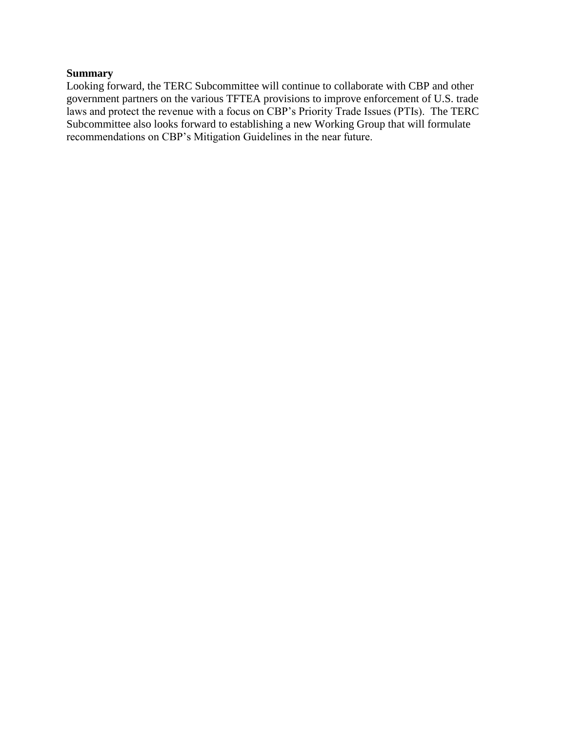**Summary**

Looking forward, the TERC Subcommittee will continue to collaborate with CBP and other government partners on the various TFTEA provisions to improve enforcement of U.S. trade laws and protect the revenue with a focus on CBP's Priority Trade Issues (PTIs). The TERC Subcommittee also looks forward to establishing a new Working Group that will formulate recommendations on CBP's Mitigation Guidelines in the near future.